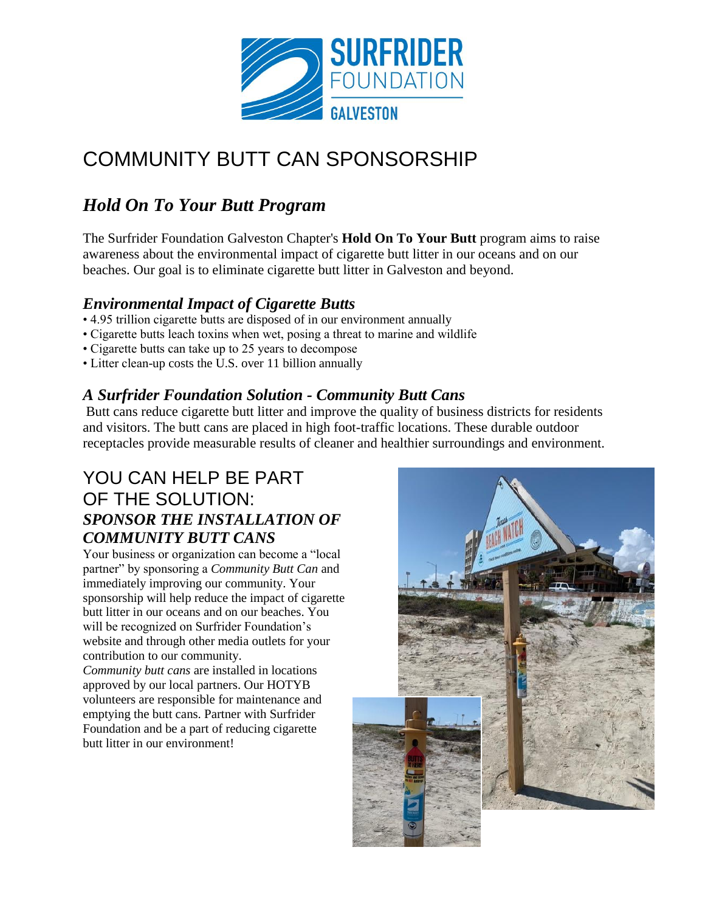# COMMUNITY BUTT CAN SPONSORSHIP

## *Hold On To Your Butt Program*

The Surfrider Foundation Galveston Chapter's **Hold On To Your Butt** program aims to raise awareness about the environmental impact of cigarette butt litter in our oceans and on our beaches. Our goal is to eliminate cigarette butt litter in Galveston and beyond.

### *Environmental Impact of Cigarette Butts*

- 4.95 trillion cigarette butts are disposed of in our environment annually
- Cigarette butts leach toxins when wet, posing a threat to marine and wildlife
- Cigarette butts can take up to 25 years to decompose
- Litter clean-up costs the U.S. over 11 billion annually

### *A Surfrider Foundation Solution - Community Butt Cans*

Butt cans reduce cigarette butt litter and improve the quality of business districts for residents and visitors. The butt cans are placed in high foot-traffic locations. These durable outdoor receptacles provide measurable results of cleaner and healthier surroundings and environment.

## YOU CAN HELP BE PART OF THE SOLUTION:

### *SPONSOR THE INSTALLATION OF COMMUNITY BUTT CANS*

Your business or organization can become a "local partner" by sponsoring a *Community Butt Can* and immediately improving our community. Your sponsorship will help reduce the impact of cigarette butt litter in our oceans and on our beaches. You will be recognized on Surfrider Foundation's website and through other media outlets for your contribution to our community.

*Community butt cans* are installed in locations approved by our local partners. Our HOTYB volunteers are responsible for maintenance and emptying the butt cans. Partner with Surfrider Foundation and be a part of reducing cigarette butt litter in our environment!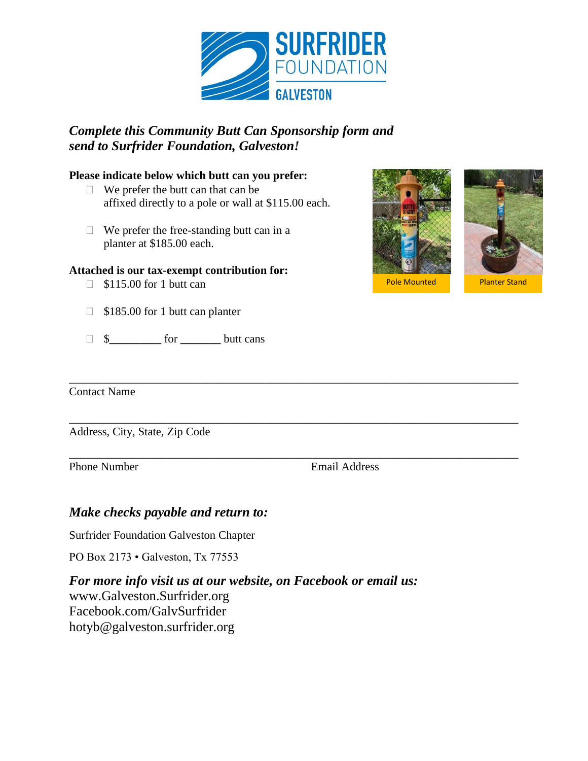SURFRIDER FOUNDATION GALVESTON

***Complete this Community Butt Can Sponsorship form and send to Surfrider Foundation, Galveston!***

**Please indicate below which butt can you prefer:**

- ☐ We prefer the butt can that can be affixed directly to a pole or wall at $115.00 each.
- ☐ We prefer the free-standing butt can in a planter at $185.00 each.

Pole Mounted

Planter Stand

**Attached is our tax-exempt contribution for:**

- ☐ $115.00 for 1 butt can
- ☐ $185.00 for 1 butt can planter
- ☐ $_________ for _______ butt cans

_______________________________________________________________________________

Contact Name

_______________________________________________________________________________

Address, City, State, Zip Code

_______________________________________________________________________________

Phone Number                                        Email Address

## *Make checks payable and return to:*

Surfrider Foundation Galveston Chapter

PO Box 2173 • Galveston, Tx 77553

## *For more info visit us at our website, on Facebook or email us:*

www.Galveston.Surfrider.org
Facebook.com/GalvSurfrider
hotyb@galveston.surfrider.org